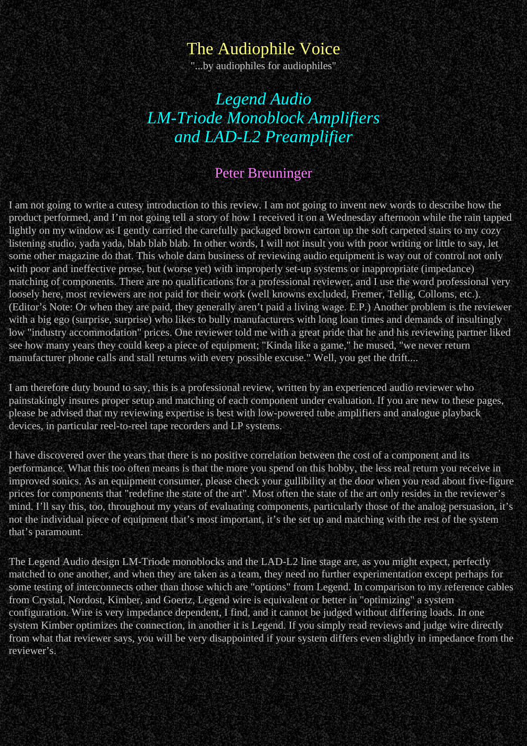# The Audiophile Voice

"...by audiophiles for audiophiles"

## *Legend Audio LM-Triode Monoblock Amplifiers and LAD-L2 Preamplifier*

### Peter Breuninger

I am not going to write a cutesy introduction to this review. I am not going to invent new words to describe how the product performed, and I'm not going tell a story of how I received it on a Wednesday afternoon while the rain tapped lightly on my window as I gently carried the carefully packaged brown carton up the soft carpeted stairs to my cozy listening studio, yada yada, blab blab blab. In other words, I will not insult you with poor writing or little to say, let some other magazine do that. This whole darn business of reviewing audio equipment is way out of control not only with poor and ineffective prose, but (worse yet) with improperly set-up systems or inappropriate (impedance) matching of components. There are no qualifications for a professional reviewer, and I use the word professional very loosely here, most reviewers are not paid for their work (well knowns excluded, Fremer, Tellig, Colloms, etc.). (Editor's Note: Or when they are paid, they generally aren't paid a living wage. E.P.) Another problem is the reviewer with a big ego (surprise, surprise) who likes to bully manufacturers with long loan times and demands of insultingly low "industry accommodation" prices. One reviewer told me with a great pride that he and his reviewing partner liked see how many years they could keep a piece of equipment; "Kinda like a game," he mused, "we never return manufacturer phone calls and stall returns with every possible excuse." Well, you get the drift....

I am therefore duty bound to say, this is a professional review, written by an experienced audio reviewer who painstakingly insures proper setup and matching of each component under evaluation. If you are new to these pages, please be advised that my reviewing expertise is best with low-powered tube amplifiers and analogue playback devices, in particular reel-to-reel tape recorders and LP systems.

I have discovered over the years that there is no positive correlation between the cost of a component and its performance. What this too often means is that the more you spend on this hobby, the less real return you receive in improved sonics. As an equipment consumer, please check your gullibility at the door when you read about five-figure prices for components that "redefine the state of the art". Most often the state of the art only resides in the reviewer's mind. I'll say this, too, throughout my years of evaluating components, particularly those of the analog persuasion, it's not the individual piece of equipment that's most important, it's the set up and matching with the rest of the system that's paramount.

The Legend Audio design LM-Triode monoblocks and the LAD-L2 line stage are, as you might expect, perfectly matched to one another, and when they are taken as a team, they need no further experimentation except perhaps for some testing of interconnects other than those which are "options" from Legend. In comparison to my reference cables from Crystal, Nordost, Kimber, and Goertz, Legend wire is equivalent or better in "optimizing" a system configuration. Wire is very impedance dependent, I find, and it cannot be judged without differing loads. In one system Kimber optimizes the connection, in another it is Legend. If you simply read reviews and judge wire directly from what that reviewer says, you will be very disappointed if your system differs even slightly in impedance from the reviewer's.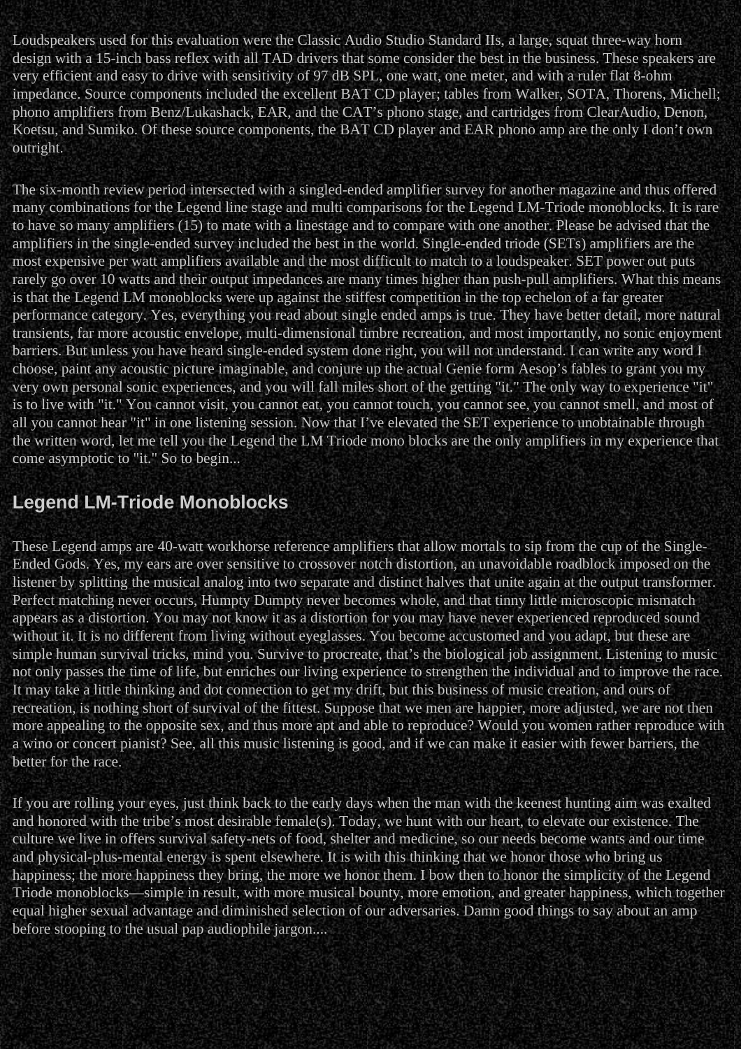Loudspeakers used for this evaluation were the Classic Audio Studio Standard IIs, a large, squat three-way horn design with a 15-inch bass reflex with all TAD drivers that some consider the best in the business. These speakers are very efficient and easy to drive with sensitivity of 97 dB SPL, one watt, one meter, and with a ruler flat 8-ohm impedance. Source components included the excellent BAT CD player; tables from Walker, SOTA, Thorens, Michell; phono amplifiers from Benz/Lukashack, EAR, and the CAT's phono stage, and cartridges from ClearAudio, Denon, Koetsu, and Sumiko. Of these source components, the BAT CD player and EAR phono amp are the only I don't own outright.

The six-month review period intersected with a singled-ended amplifier survey for another magazine and thus offered many combinations for the Legend line stage and multi comparisons for the Legend LM-Triode monoblocks. It is rare to have so many amplifiers (15) to mate with a linestage and to compare with one another. Please be advised that the amplifiers in the single-ended survey included the best in the world. Single-ended triode (SETs) amplifiers are the most expensive per watt amplifiers available and the most difficult to match to a loudspeaker. SET power out puts rarely go over 10 watts and their output impedances are many times higher than push-pull amplifiers. What this means is that the Legend LM monoblocks were up against the stiffest competition in the top echelon of a far greater performance category. Yes, everything you read about single ended amps is true. They have better detail, more natural transients, far more acoustic envelope, multi-dimensional timbre recreation, and most importantly, no sonic enjoyment barriers. But unless you have heard single-ended system done right, you will not understand. I can write any word I choose, paint any acoustic picture imaginable, and conjure up the actual Genie form Aesop's fables to grant you my very own personal sonic experiences, and you will fall miles short of the getting "it." The only way to experience "it" is to live with "it." You cannot visit, you cannot eat, you cannot touch, you cannot see, you cannot smell, and most of all you cannot hear "it" in one listening session. Now that I've elevated the SET experience to unobtainable through the written word, let me tell you the Legend the LM Triode mono blocks are the only amplifiers in my experience that come asymptotic to "it." So to begin...

## Legend LM-Triode Monoblocks

These Legend amps are 40-watt workhorse reference amplifiers that allow mortals to sip from the cup of the Single-Ended Gods. Yes, my ears are over sensitive to crossover notch distortion, an unavoidable roadblock imposed on the listener by splitting the musical analog into two separate and distinct halves that unite again at the output transformer. Perfect matching never occurs, Humpty Dumpty never becomes whole, and that tinny little microscopic mismatch appears as a distortion. You may not know it as a distortion for you may have never experienced reproduced sound without it. It is no different from living without eyeglasses. You become accustomed and you adapt, but these are simple human survival tricks, mind you. Survive to procreate, that's the biological job assignment. Listening to music not only passes the time of life, but enriches our living experience to strengthen the individual and to improve the race. It may take a little thinking and dot connection to get my drift, but this business of music creation, and ours of recreation, is nothing short of survival of the fittest. Suppose that we men are happier, more adjusted, we are not then more appealing to the opposite sex, and thus more apt and able to reproduce? Would you women rather reproduce with a wino or concert pianist? See, all this music listening is good, and if we can make it easier with fewer barriers, the better for the race.

If you are rolling your eyes, just think back to the early days when the man with the keenest hunting aim was exalted and honored with the tribe's most desirable female(s). Today, we hunt with our heart, to elevate our existence. The culture we live in offers survival safety-nets of food, shelter and medicine, so our needs become wants and our time and physical-plus-mental energy is spent elsewhere. It is with this thinking that we honor those who bring us happiness; the more happiness they bring, the more we honor them. I bow then to honor the simplicity of the Legend Triode monoblocks—simple in result, with more musical bounty, more emotion, and greater happiness, which together equal higher sexual advantage and diminished selection of our adversaries. Damn good things to say about an amp before stooping to the usual pap audiophile jargon....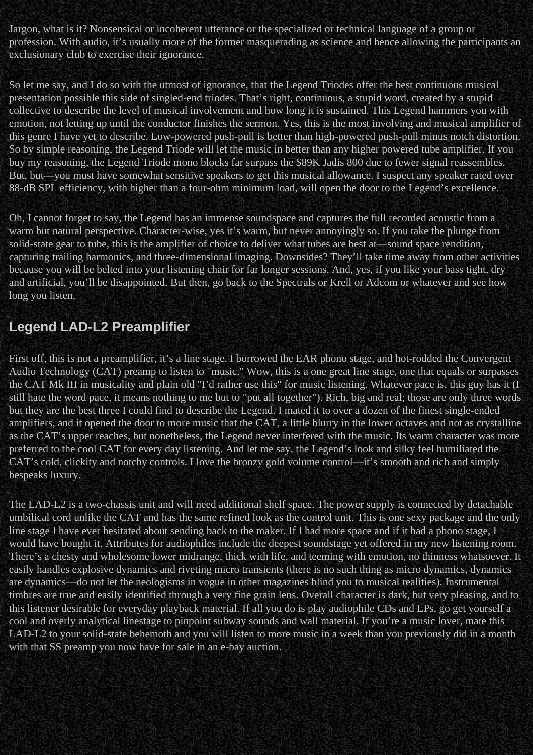Jargon, what is it? Nonsensical or incoherent utterance or the specialized or technical language of a group or profession. With audio, it's usually more of the former masquerading as science and hence allowing the participants an exclusionary club to exercise their ignorance.

So let me say, and I do so with the utmost of ignorance, that the Legend Triodes offer the best continuous musical presentation possible this side of singled-end triodes. That's right, continuous, a stupid word, created by a stupid collective to describe the level of musical involvement and how long it is sustained. This Legend hammers you with emotion, not letting up until the conductor finishes the sermon. Yes, this is the most involving and musical amplifier of this genre I have yet to describe. Low-powered push-pull is better than high-powered push-pull minus notch distortion. So by simple reasoning, the Legend Triode will let the music in better than any higher powered tube amplifier. If you buy my reasoning, the Legend Triode mono blocks far surpass the $89K Jadis 800 due to fewer signal reassembles. But, but—you must have somewhat sensitive speakers to get this musical allowance. I suspect any speaker rated over 88-dB SPL efficiency, with higher than a four-ohm minimum load, will open the door to the Legend's excellence.

Oh, I cannot forget to say, the Legend has an immense soundspace and captures the full recorded acoustic from a warm but natural perspective. Character-wise, yes it's warm, but never annoyingly so. If you take the plunge from solid-state gear to tube, this is the amplifier of choice to deliver what tubes are best at—sound space rendition, capturing trailing harmonics, and three-dimensional imaging. Downsides? They'll take time away from other activities because you will be belted into your listening chair for far longer sessions. And, yes, if you like your bass tight, dry and artificial, you'll be disappointed. But then, go back to the Spectrals or Krell or Adcom or whatever and see how long you listen.

## Legend LAD-L2 Preamplifier

First off, this is not a preamplifier, it's a line stage. I borrowed the EAR phono stage, and hot-rodded the Convergent Audio Technology (CAT) preamp to listen to "music." Wow, this is a one great line stage, one that equals or surpasses the CAT Mk III in musicality and plain old "I'd rather use this" for music listening. Whatever pace is, this guy has it (I still hate the word pace, it means nothing to me but to "put all together"). Rich, big and real; those are only three words but they are the best three I could find to describe the Legend. I mated it to over a dozen of the finest single-ended amplifiers, and it opened the door to more music that the CAT, a little blurry in the lower octaves and not as crystalline as the CAT's upper reaches, but nonetheless, the Legend never interfered with the music. Its warm character was more preferred to the cool CAT for every day listening. And let me say, the Legend's look and silky feel humiliated the CAT's cold, clickity and notchy controls. I love the bronzy gold volume control—it's smooth and rich and simply bespeaks luxury.

The LAD-L2 is a two-chassis unit and will need additional shelf space. The power supply is connected by detachable umbilical cord unlike the CAT and has the same refined look as the control unit. This is one sexy package and the only line stage I have ever hesitated about sending back to the maker. If I had more space and if it had a phono stage, I would have bought it. Attributes for audiophiles include the deepest soundstage yet offered in my new listening room. There's a chesty and wholesome lower midrange, thick with life, and teeming with emotion, no thinness whatsoever. It easily handles explosive dynamics and riveting micro transients (there is no such thing as micro dynamics, dynamics are dynamics—do not let the neologisms in vogue in other magazines blind you to musical realities). Instrumental timbres are true and easily identified through a very fine grain lens. Overall character is dark, but very pleasing, and to this listener desirable for everyday playback material. If all you do is play audiophile CDs and LPs, go get yourself a cool and overly analytical linestage to pinpoint subway sounds and wall material. If you're a music lover, mate this LAD-L2 to your solid-state behemoth and you will listen to more music in a week than you previously did in a month with that SS preamp you now have for sale in an e-bay auction.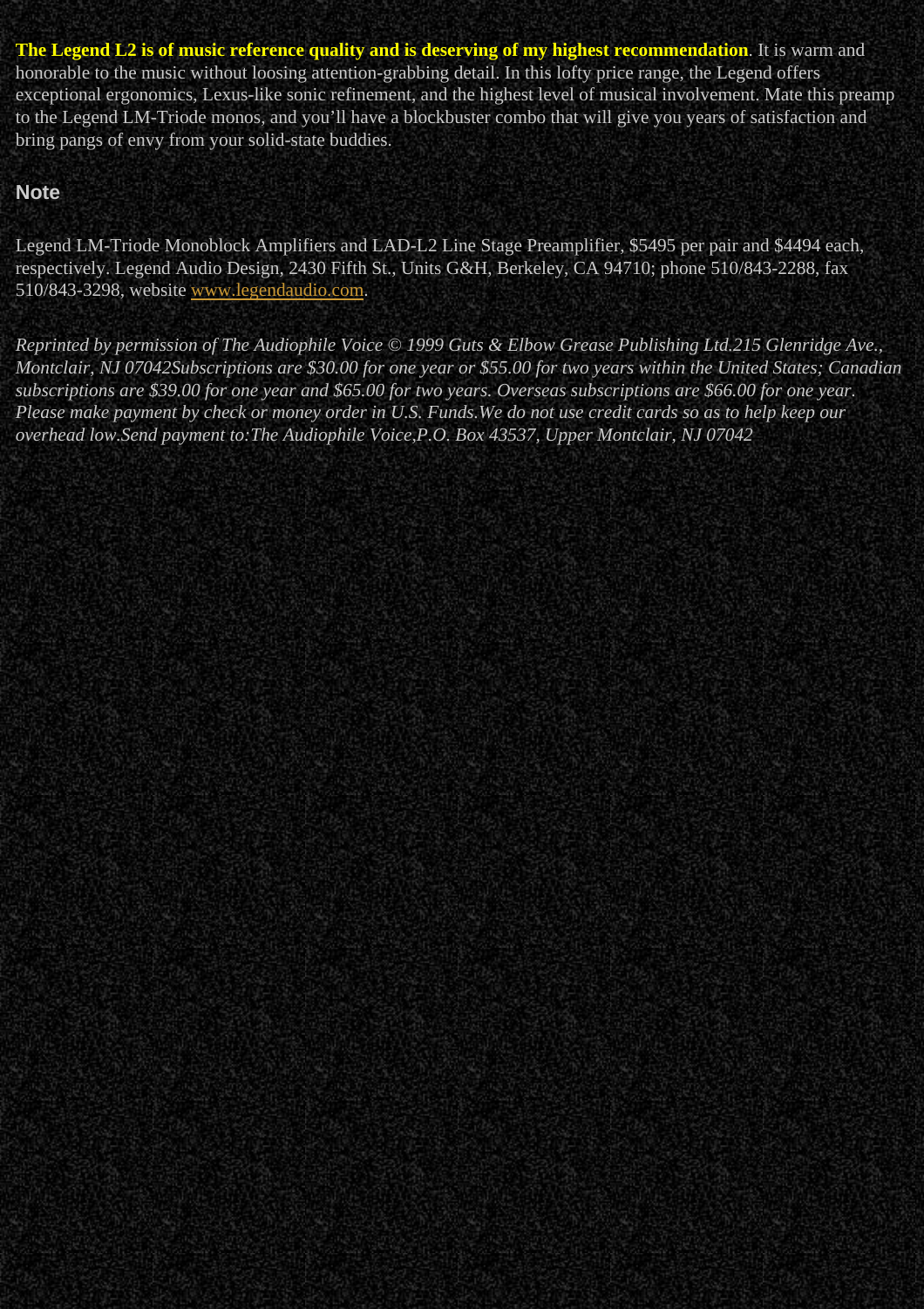**The Legend L2 is of music reference quality and is deserving of my highest recommendation**. It is warm and honorable to the music without loosing attention-grabbing detail. In this lofty price range, the Legend offers exceptional ergonomics, Lexus-like sonic refinement, and the highest level of musical involvement. Mate this preamp to the Legend LM-Triode monos, and you'll have a blockbuster combo that will give you years of satisfaction and bring pangs of envy from your solid-state buddies.

## Note

Legend LM-Triode Monoblock Amplifiers and LAD-L2 Line Stage Preamplifier, $5495 per pair and $4494 each, respectively. Legend Audio Design, 2430 Fifth St., Units G&H, Berkeley, CA 94710; phone 510/843-2288, fax 510/843-3298, website www.legendaudio.com.

*Reprinted by permission of The Audiophile Voice © 1999 Guts & Elbow Grease Publishing Ltd.215 Glenridge Ave., Montclair, NJ 07042Subscriptions are $30.00 for one year or $55.00 for two years within the United States; Canadian subscriptions are $39.00 for one year and $65.00 for two years. Overseas subscriptions are $66.00 for one year. Please make payment by check or money order in U.S. Funds.We do not use credit cards so as to help keep our overhead low.Send payment to:The Audiophile Voice,P.O. Box 43537, Upper Montclair, NJ 07042*